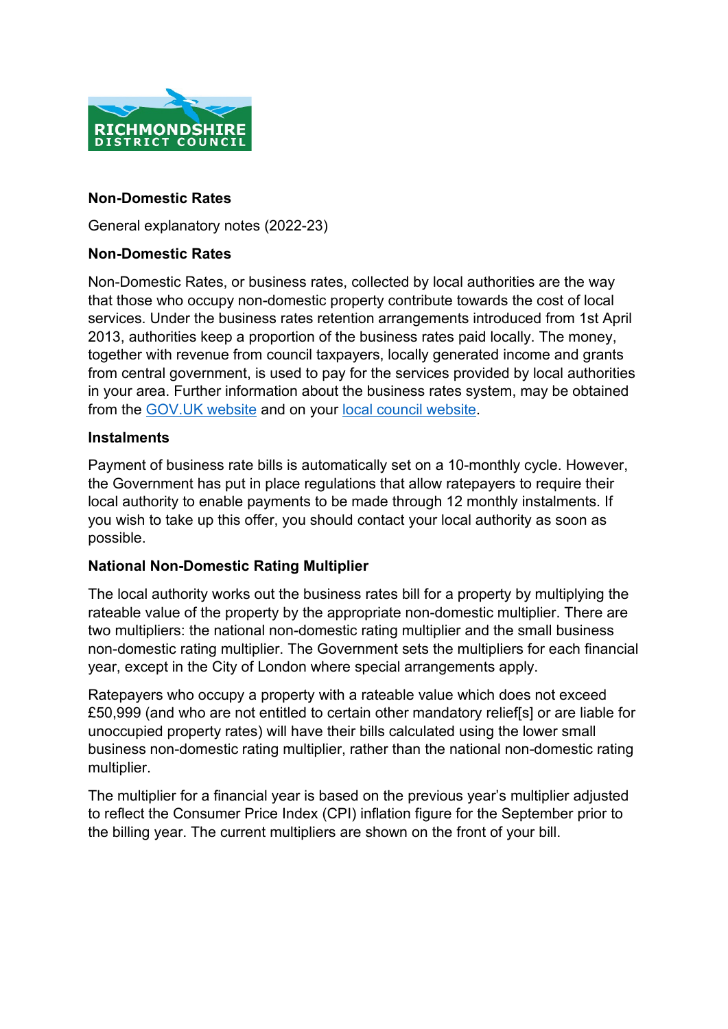RICHMONDSHIRE DISTRICT COUNCIL

**Non-Domestic Rates**

General explanatory notes (2022-23)

**Non-Domestic Rates**

Non-Domestic Rates, or business rates, collected by local authorities are the way that those who occupy non-domestic property contribute towards the cost of local services. Under the business rates retention arrangements introduced from 1st April 2013, authorities keep a proportion of the business rates paid locally. The money, together with revenue from council taxpayers, locally generated income and grants from central government, is used to pay for the services provided by local authorities in your area. Further information about the business rates system, may be obtained from the GOV.UK website and on your local council website.

**Instalments**

Payment of business rate bills is automatically set on a 10-monthly cycle. However, the Government has put in place regulations that allow ratepayers to require their local authority to enable payments to be made through 12 monthly instalments. If you wish to take up this offer, you should contact your local authority as soon as possible.

**National Non-Domestic Rating Multiplier**

The local authority works out the business rates bill for a property by multiplying the rateable value of the property by the appropriate non-domestic multiplier. There are two multipliers: the national non-domestic rating multiplier and the small business non-domestic rating multiplier. The Government sets the multipliers for each financial year, except in the City of London where special arrangements apply.

Ratepayers who occupy a property with a rateable value which does not exceed £50,999 (and who are not entitled to certain other mandatory relief[s] or are liable for unoccupied property rates) will have their bills calculated using the lower small business non-domestic rating multiplier, rather than the national non-domestic rating multiplier.

The multiplier for a financial year is based on the previous year's multiplier adjusted to reflect the Consumer Price Index (CPI) inflation figure for the September prior to the billing year. The current multipliers are shown on the front of your bill.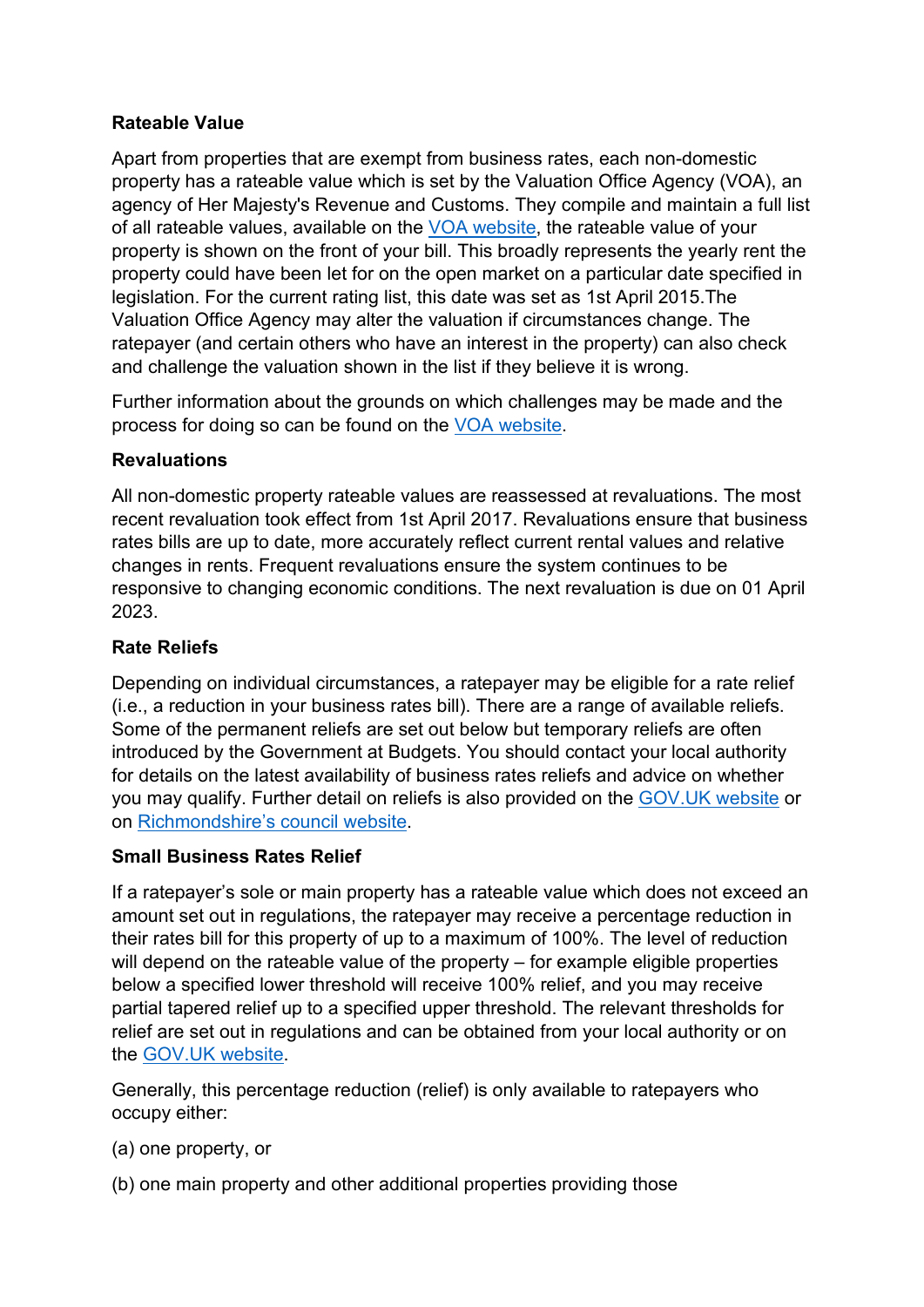**Rateable Value**

Apart from properties that are exempt from business rates, each non-domestic property has a rateable value which is set by the Valuation Office Agency (VOA), an agency of Her Majesty's Revenue and Customs. They compile and maintain a full list of all rateable values, available on the VOA website, the rateable value of your property is shown on the front of your bill. This broadly represents the yearly rent the property could have been let for on the open market on a particular date specified in legislation. For the current rating list, this date was set as 1st April 2015.The Valuation Office Agency may alter the valuation if circumstances change. The ratepayer (and certain others who have an interest in the property) can also check and challenge the valuation shown in the list if they believe it is wrong.

Further information about the grounds on which challenges may be made and the process for doing so can be found on the VOA website.

**Revaluations**

All non-domestic property rateable values are reassessed at revaluations. The most recent revaluation took effect from 1st April 2017. Revaluations ensure that business rates bills are up to date, more accurately reflect current rental values and relative changes in rents. Frequent revaluations ensure the system continues to be responsive to changing economic conditions. The next revaluation is due on 01 April 2023.

**Rate Reliefs**

Depending on individual circumstances, a ratepayer may be eligible for a rate relief (i.e., a reduction in your business rates bill). There are a range of available reliefs. Some of the permanent reliefs are set out below but temporary reliefs are often introduced by the Government at Budgets. You should contact your local authority for details on the latest availability of business rates reliefs and advice on whether you may qualify. Further detail on reliefs is also provided on the GOV.UK website or on Richmondshire's council website.

**Small Business Rates Relief**

If a ratepayer's sole or main property has a rateable value which does not exceed an amount set out in regulations, the ratepayer may receive a percentage reduction in their rates bill for this property of up to a maximum of 100%. The level of reduction will depend on the rateable value of the property – for example eligible properties below a specified lower threshold will receive 100% relief, and you may receive partial tapered relief up to a specified upper threshold. The relevant thresholds for relief are set out in regulations and can be obtained from your local authority or on the GOV.UK website.

Generally, this percentage reduction (relief) is only available to ratepayers who occupy either:

(a) one property, or

(b) one main property and other additional properties providing those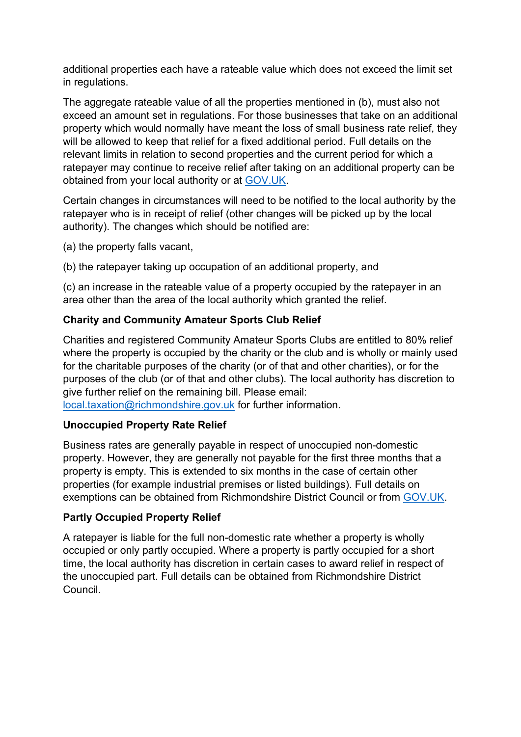additional properties each have a rateable value which does not exceed the limit set in regulations.

The aggregate rateable value of all the properties mentioned in (b), must also not exceed an amount set in regulations. For those businesses that take on an additional property which would normally have meant the loss of small business rate relief, they will be allowed to keep that relief for a fixed additional period. Full details on the relevant limits in relation to second properties and the current period for which a ratepayer may continue to receive relief after taking on an additional property can be obtained from your local authority or at GOV.UK.

Certain changes in circumstances will need to be notified to the local authority by the ratepayer who is in receipt of relief (other changes will be picked up by the local authority). The changes which should be notified are:

(a) the property falls vacant,

(b) the ratepayer taking up occupation of an additional property, and

(c) an increase in the rateable value of a property occupied by the ratepayer in an area other than the area of the local authority which granted the relief.

**Charity and Community Amateur Sports Club Relief**

Charities and registered Community Amateur Sports Clubs are entitled to 80% relief where the property is occupied by the charity or the club and is wholly or mainly used for the charitable purposes of the charity (or of that and other charities), or for the purposes of the club (or of that and other clubs). The local authority has discretion to give further relief on the remaining bill. Please email: local.taxation@richmondshire.gov.uk for further information.

**Unoccupied Property Rate Relief**

Business rates are generally payable in respect of unoccupied non-domestic property. However, they are generally not payable for the first three months that a property is empty. This is extended to six months in the case of certain other properties (for example industrial premises or listed buildings). Full details on exemptions can be obtained from Richmondshire District Council or from GOV.UK.

**Partly Occupied Property Relief**

A ratepayer is liable for the full non-domestic rate whether a property is wholly occupied or only partly occupied. Where a property is partly occupied for a short time, the local authority has discretion in certain cases to award relief in respect of the unoccupied part. Full details can be obtained from Richmondshire District Council.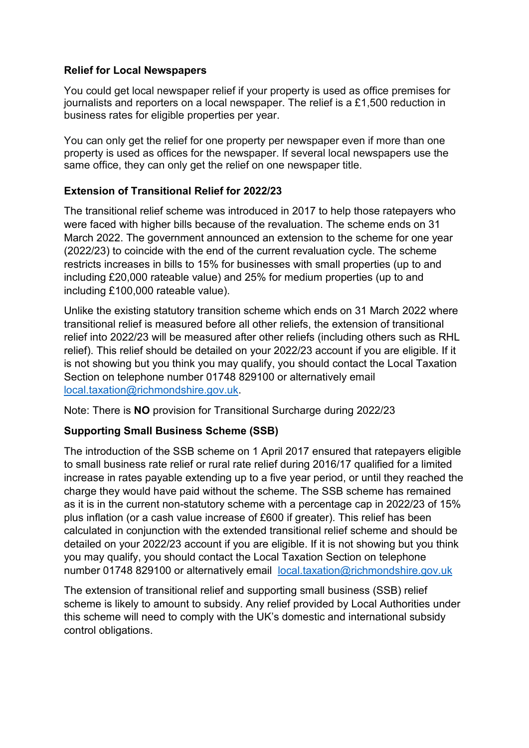**Relief for Local Newspapers**

You could get local newspaper relief if your property is used as office premises for journalists and reporters on a local newspaper. The relief is a £1,500 reduction in business rates for eligible properties per year.

You can only get the relief for one property per newspaper even if more than one property is used as offices for the newspaper. If several local newspapers use the same office, they can only get the relief on one newspaper title.

**Extension of Transitional Relief for 2022/23**

The transitional relief scheme was introduced in 2017 to help those ratepayers who were faced with higher bills because of the revaluation. The scheme ends on 31 March 2022. The government announced an extension to the scheme for one year (2022/23) to coincide with the end of the current revaluation cycle. The scheme restricts increases in bills to 15% for businesses with small properties (up to and including £20,000 rateable value) and 25% for medium properties (up to and including £100,000 rateable value).

Unlike the existing statutory transition scheme which ends on 31 March 2022 where transitional relief is measured before all other reliefs, the extension of transitional relief into 2022/23 will be measured after other reliefs (including others such as RHL relief). This relief should be detailed on your 2022/23 account if you are eligible. If it is not showing but you think you may qualify, you should contact the Local Taxation Section on telephone number 01748 829100 or alternatively email local.taxation@richmondshire.gov.uk.

Note: There is **NO** provision for Transitional Surcharge during 2022/23

**Supporting Small Business Scheme (SSB)**

The introduction of the SSB scheme on 1 April 2017 ensured that ratepayers eligible to small business rate relief or rural rate relief during 2016/17 qualified for a limited increase in rates payable extending up to a five year period, or until they reached the charge they would have paid without the scheme. The SSB scheme has remained as it is in the current non-statutory scheme with a percentage cap in 2022/23 of 15% plus inflation (or a cash value increase of £600 if greater). This relief has been calculated in conjunction with the extended transitional relief scheme and should be detailed on your 2022/23 account if you are eligible. If it is not showing but you think you may qualify, you should contact the Local Taxation Section on telephone number 01748 829100 or alternatively email local.taxation@richmondshire.gov.uk

The extension of transitional relief and supporting small business (SSB) relief scheme is likely to amount to subsidy. Any relief provided by Local Authorities under this scheme will need to comply with the UK's domestic and international subsidy control obligations.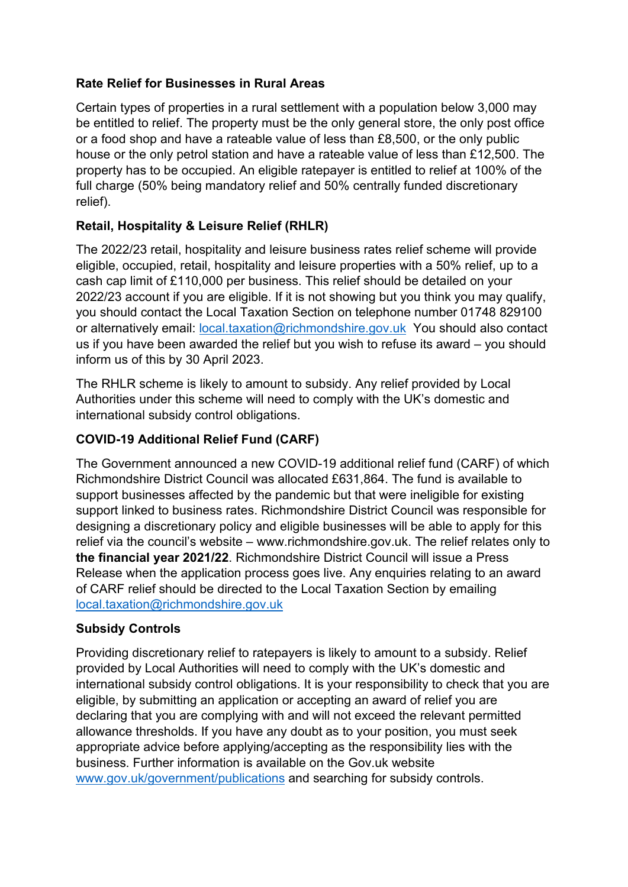**Rate Relief for Businesses in Rural Areas**

Certain types of properties in a rural settlement with a population below 3,000 may be entitled to relief. The property must be the only general store, the only post office or a food shop and have a rateable value of less than £8,500, or the only public house or the only petrol station and have a rateable value of less than £12,500. The property has to be occupied. An eligible ratepayer is entitled to relief at 100% of the full charge (50% being mandatory relief and 50% centrally funded discretionary relief).

**Retail, Hospitality & Leisure Relief (RHLR)**

The 2022/23 retail, hospitality and leisure business rates relief scheme will provide eligible, occupied, retail, hospitality and leisure properties with a 50% relief, up to a cash cap limit of £110,000 per business. This relief should be detailed on your 2022/23 account if you are eligible. If it is not showing but you think you may qualify, you should contact the Local Taxation Section on telephone number 01748 829100 or alternatively email: [local.taxation@richmondshire.gov.uk](mailto:local.taxation@richmondshire.gov.uk) You should also contact us if you have been awarded the relief but you wish to refuse its award – you should inform us of this by 30 April 2023.

The RHLR scheme is likely to amount to subsidy. Any relief provided by Local Authorities under this scheme will need to comply with the UK's domestic and international subsidy control obligations.

**COVID-19 Additional Relief Fund (CARF)**

The Government announced a new COVID-19 additional relief fund (CARF) of which Richmondshire District Council was allocated £631,864. The fund is available to support businesses affected by the pandemic but that were ineligible for existing support linked to business rates. Richmondshire District Council was responsible for designing a discretionary policy and eligible businesses will be able to apply for this relief via the council's website – www.richmondshire.gov.uk. The relief relates only to **the financial year 2021/22**. Richmondshire District Council will issue a Press Release when the application process goes live. Any enquiries relating to an award of CARF relief should be directed to the Local Taxation Section by emailing [local.taxation@richmondshire.gov.uk](mailto:local.taxation@richmondshire.gov.uk)

**Subsidy Controls**

Providing discretionary relief to ratepayers is likely to amount to a subsidy. Relief provided by Local Authorities will need to comply with the UK's domestic and international subsidy control obligations. It is your responsibility to check that you are eligible, by submitting an application or accepting an award of relief you are declaring that you are complying with and will not exceed the relevant permitted allowance thresholds. If you have any doubt as to your position, you must seek appropriate advice before applying/accepting as the responsibility lies with the business. Further information is available on the Gov.uk website [www.gov.uk/government/publications](http://www.gov.uk/government/publications) and searching for subsidy controls.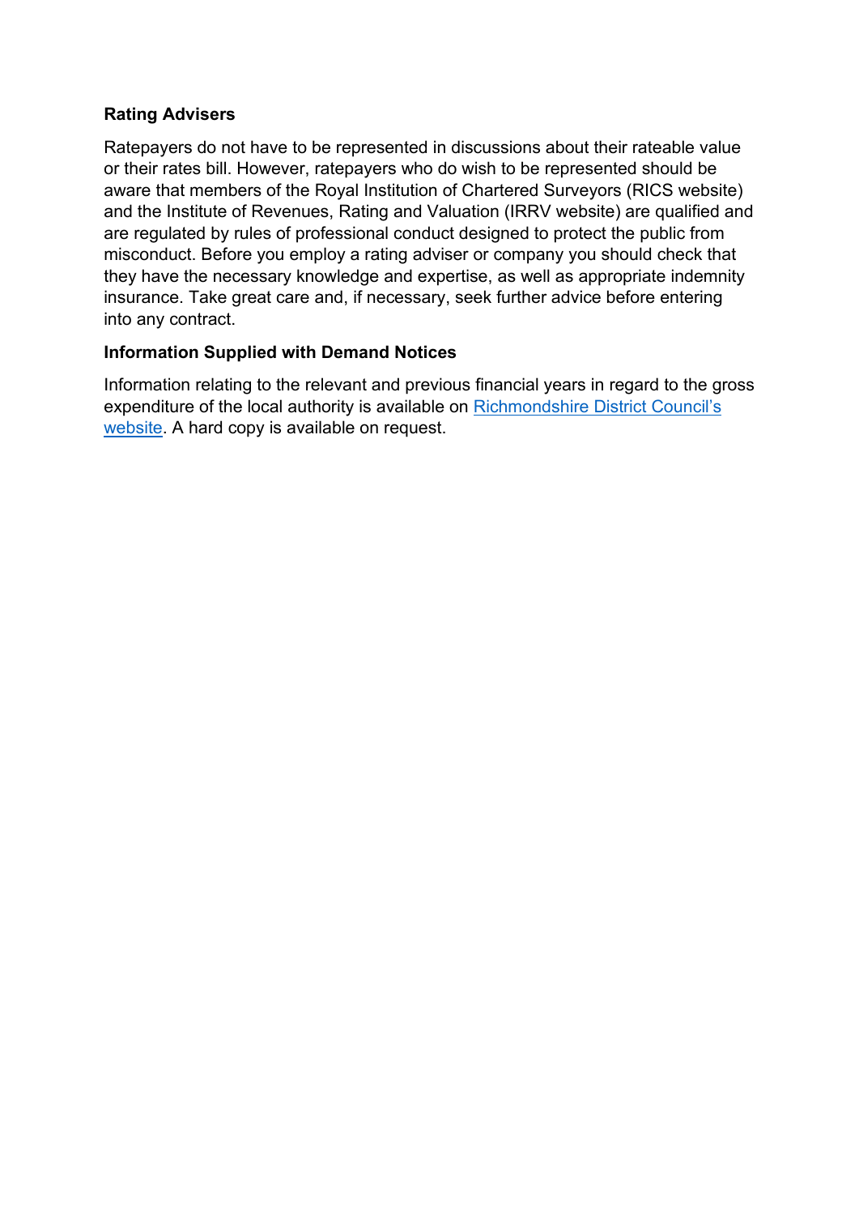**Rating Advisers**

Ratepayers do not have to be represented in discussions about their rateable value or their rates bill. However, ratepayers who do wish to be represented should be aware that members of the Royal Institution of Chartered Surveyors (RICS website) and the Institute of Revenues, Rating and Valuation (IRRV website) are qualified and are regulated by rules of professional conduct designed to protect the public from misconduct. Before you employ a rating adviser or company you should check that they have the necessary knowledge and expertise, as well as appropriate indemnity insurance. Take great care and, if necessary, seek further advice before entering into any contract.

**Information Supplied with Demand Notices**

Information relating to the relevant and previous financial years in regard to the gross expenditure of the local authority is available on Richmondshire District Council's website. A hard copy is available on request.